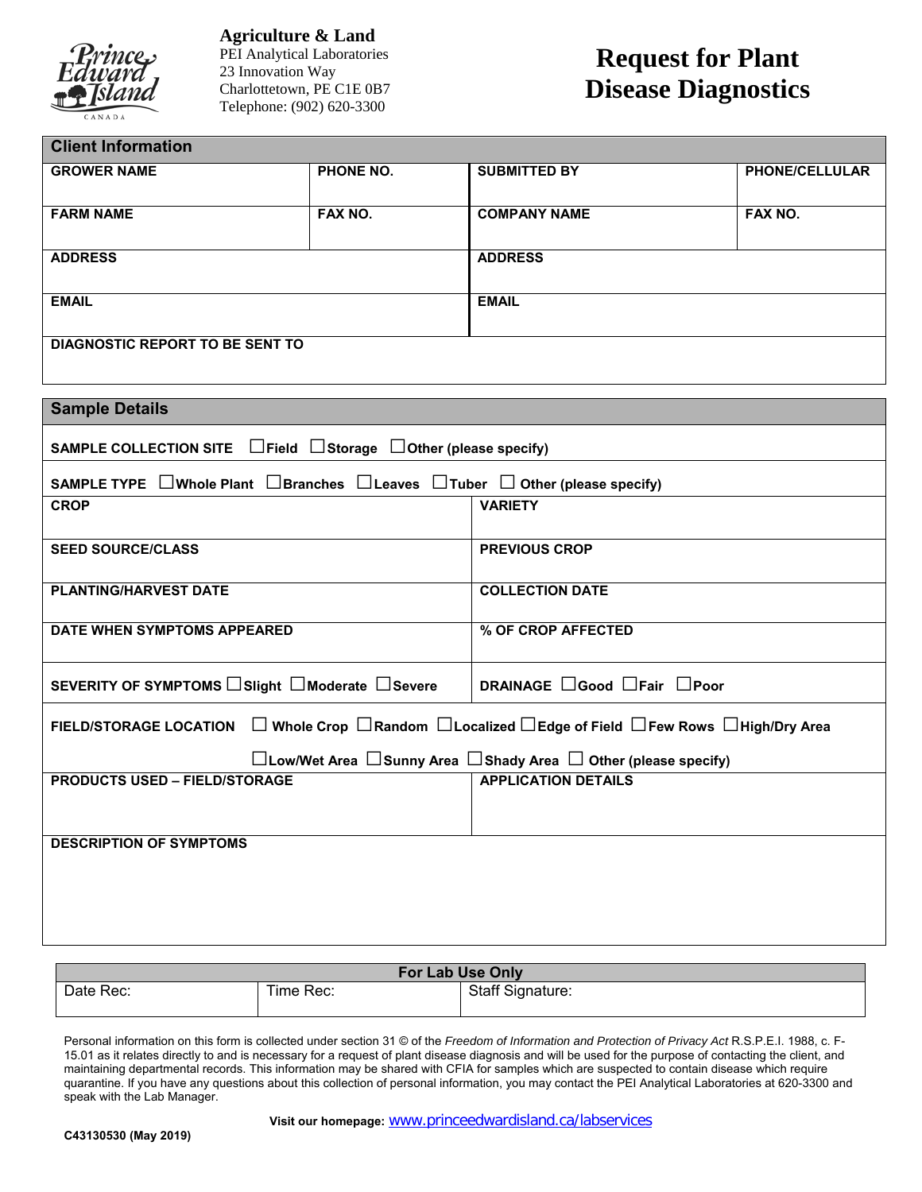**Agriculture & Land**
PEI Analytical Laboratories
23 Innovation Way
Charlottetown, PE C1E 0B7
Telephone: (902) 620-3300

# Request for Plant Disease Diagnostics

## Client Information

| GROWER NAME | PHONE NO. | SUBMITTED BY | PHONE/CELLULAR |
|---|---|---|---|
| FARM NAME | FAX NO. | COMPANY NAME | FAX NO. |
| ADDRESS | | ADDRESS | |
| EMAIL | | EMAIL | |
| DIAGNOSTIC REPORT TO BE SENT TO | | | |

## Sample Details

**SAMPLE COLLECTION SITE** ☐Field ☐Storage ☐Other (please specify)

**SAMPLE TYPE** ☐Whole Plant ☐Branches ☐Leaves ☐Tuber ☐ Other (please specify)

| CROP | VARIETY |
|---|---|
| SEED SOURCE/CLASS | PREVIOUS CROP |
| PLANTING/HARVEST DATE | COLLECTION DATE |
| DATE WHEN SYMPTOMS APPEARED | % OF CROP AFFECTED |
| SEVERITY OF SYMPTOMS ☐Slight ☐Moderate ☐Severe | DRAINAGE ☐Good ☐Fair ☐Poor |

**FIELD/STORAGE LOCATION** ☐ Whole Crop ☐Random ☐Localized ☐Edge of Field ☐Few Rows ☐High/Dry Area ☐Low/Wet Area ☐Sunny Area ☐Shady Area ☐ Other (please specify)

| PRODUCTS USED – FIELD/STORAGE | APPLICATION DETAILS |
|---|---|

**DESCRIPTION OF SYMPTOMS**

| For Lab Use Only | | |
|---|---|---|
| Date Rec: | Time Rec: | Staff Signature: |

Personal information on this form is collected under section 31 © of the *Freedom of Information and Protection of Privacy Act* R.S.P.E.I. 1988, c. F-15.01 as it relates directly to and is necessary for a request of plant disease diagnosis and will be used for the purpose of contacting the client, and maintaining departmental records. This information may be shared with CFIA for samples which are suspected to contain disease which require quarantine. If you have any questions about this collection of personal information, you may contact the PEI Analytical Laboratories at 620-3300 and speak with the Lab Manager.

**Visit our homepage:** www.princeedwardisland.ca/labservices

**C43130530 (May 2019)**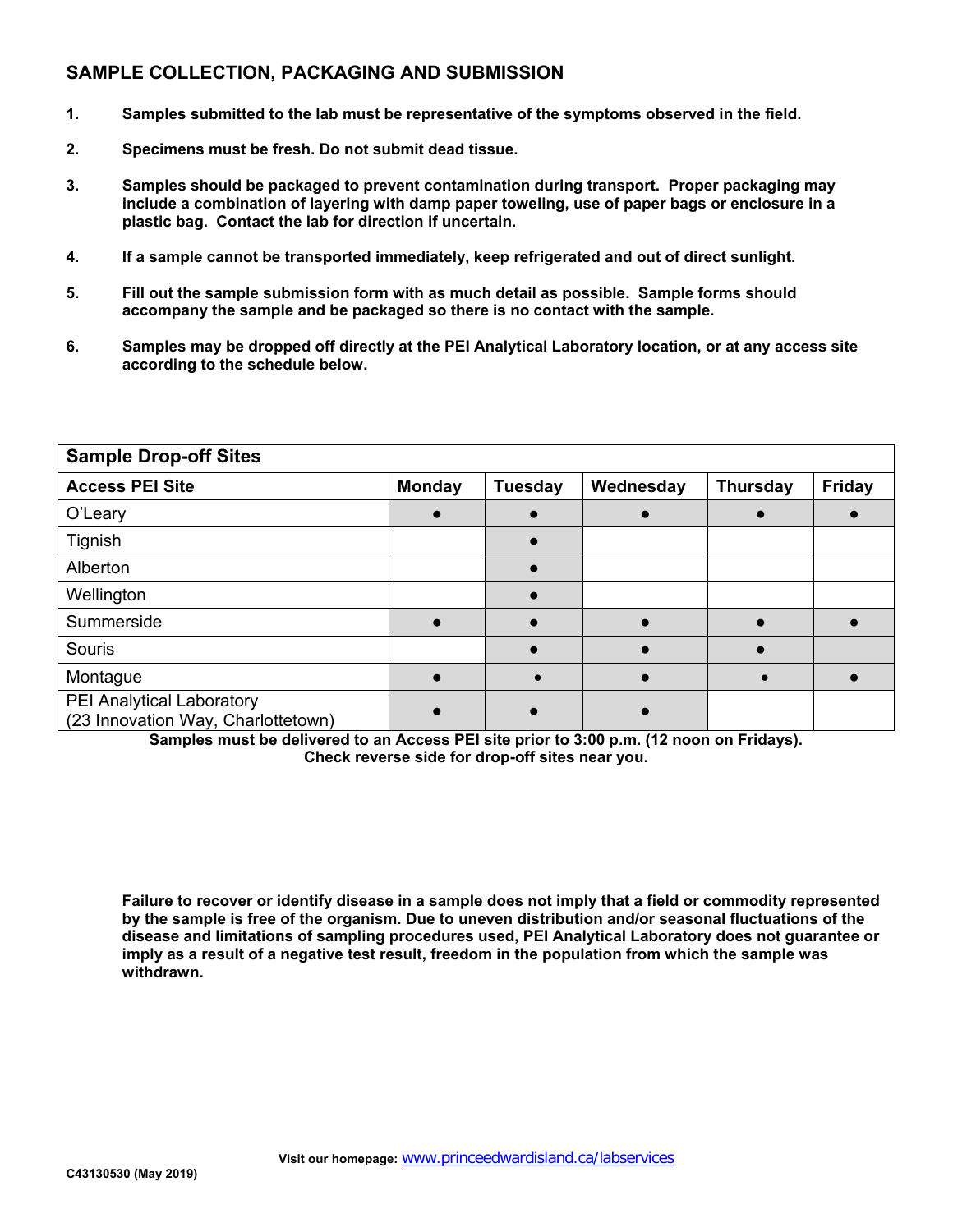## SAMPLE COLLECTION, PACKAGING AND SUBMISSION

1. **Samples submitted to the lab must be representative of the symptoms observed in the field.**

2. **Specimens must be fresh. Do not submit dead tissue.**

3. **Samples should be packaged to prevent contamination during transport. Proper packaging may include a combination of layering with damp paper toweling, use of paper bags or enclosure in a plastic bag. Contact the lab for direction if uncertain.**

4. **If a sample cannot be transported immediately, keep refrigerated and out of direct sunlight.**

5. **Fill out the sample submission form with as much detail as possible. Sample forms should accompany the sample and be packaged so there is no contact with the sample.**

6. **Samples may be dropped off directly at the PEI Analytical Laboratory location, or at any access site according to the schedule below.**

**Sample Drop-off Sites**

| Access PEI Site | Monday | Tuesday | Wednesday | Thursday | Friday |
|---|---|---|---|---|---|
| O'Leary | ● | ● | ● | ● | ● |
| Tignish | | ● | | | |
| Alberton | | ● | | | |
| Wellington | | ● | | | |
| Summerside | ● | ● | ● | ● | ● |
| Souris | | ● | ● | ● | |
| Montague | ● | ● | ● | ● | ● |
| PEI Analytical Laboratory (23 Innovation Way, Charlottetown) | ● | ● | ● | | |

**Samples must be delivered to an Access PEI site prior to 3:00 p.m. (12 noon on Fridays). Check reverse side for drop-off sites near you.**

**Failure to recover or identify disease in a sample does not imply that a field or commodity represented by the sample is free of the organism. Due to uneven distribution and/or seasonal fluctuations of the disease and limitations of sampling procedures used, PEI Analytical Laboratory does not guarantee or imply as a result of a negative test result, freedom in the population from which the sample was withdrawn.**

**Visit our homepage:** www.princeedwardisland.ca/labservices

**C43130530 (May 2019)**